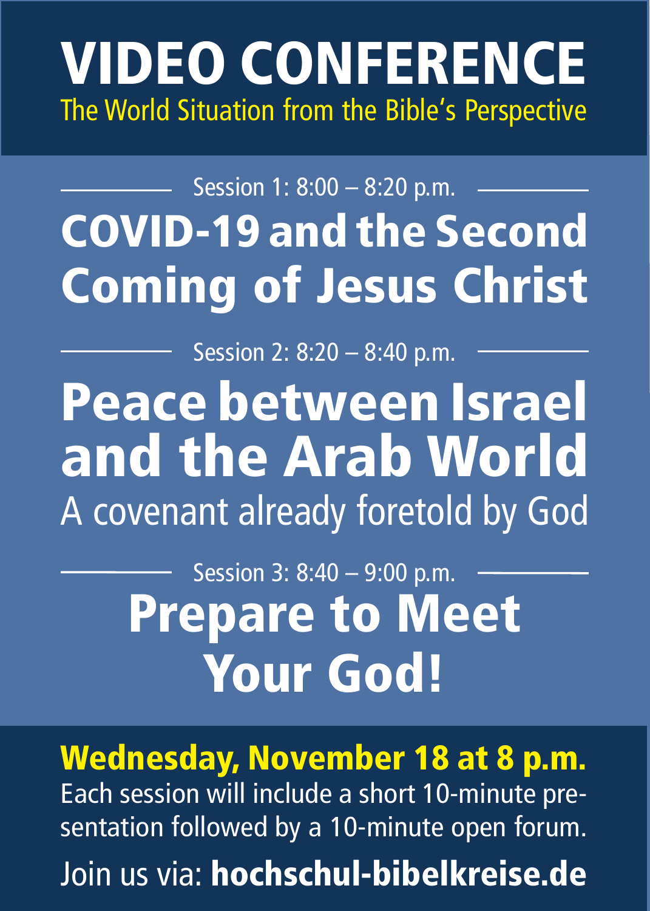# VIDEO CONFERENCE

The World Situation from the Bible's Perspective

Session 1: 8:00 – 8:20 p.m.

## COVID-19 and the Second Coming of Jesus Christ

Session 2: 8:20 – 8:40 p.m.

## Peace between Israel and the Arab World

A covenant already foretold by God

Session 3: 8:40 – 9:00 p.m.

## Prepare to Meet Your God!

**Wednesday, November 18 at 8 p.m.**

Each session will include a short 10-minute presentation followed by a 10-minute open forum.

Join us via: **hochschul-bibelkreise.de**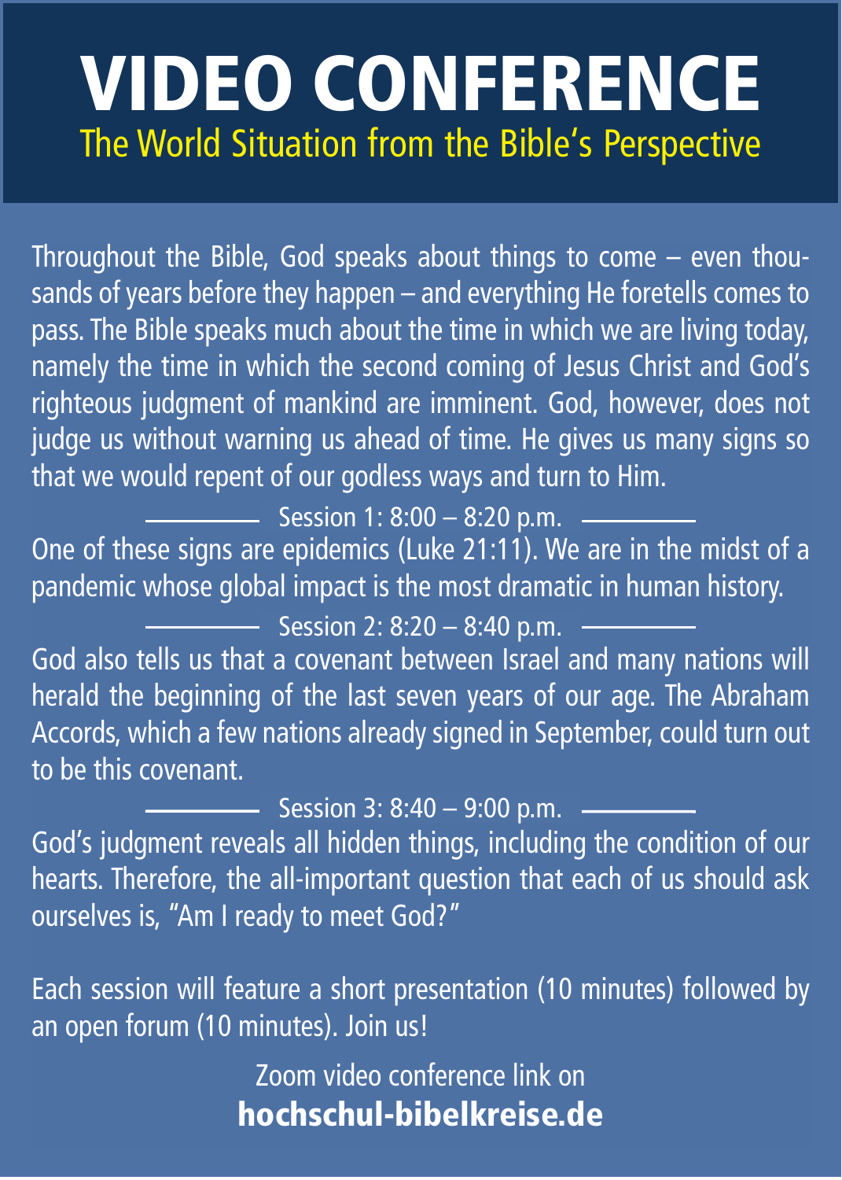# VIDEO CONFERENCE

## The World Situation from the Bible's Perspective

Throughout the Bible, God speaks about things to come – even thousands of years before they happen – and everything He foretells comes to pass. The Bible speaks much about the time in which we are living today, namely the time in which the second coming of Jesus Christ and God's righteous judgment of mankind are imminent. God, however, does not judge us without warning us ahead of time. He gives us many signs so that we would repent of our godless ways and turn to Him.

**Session 1: 8:00 – 8:20 p.m.**

One of these signs are epidemics (Luke 21:11). We are in the midst of a pandemic whose global impact is the most dramatic in human history.

**Session 2: 8:20 – 8:40 p.m.**

God also tells us that a covenant between Israel and many nations will herald the beginning of the last seven years of our age. The Abraham Accords, which a few nations already signed in September, could turn out to be this covenant.

**Session 3: 8:40 – 9:00 p.m.**

God's judgment reveals all hidden things, including the condition of our hearts. Therefore, the all-important question that each of us should ask ourselves is, "Am I ready to meet God?"

Each session will feature a short presentation (10 minutes) followed by an open forum (10 minutes). Join us!

Zoom video conference link on

**hochschul-bibelkreise.de**